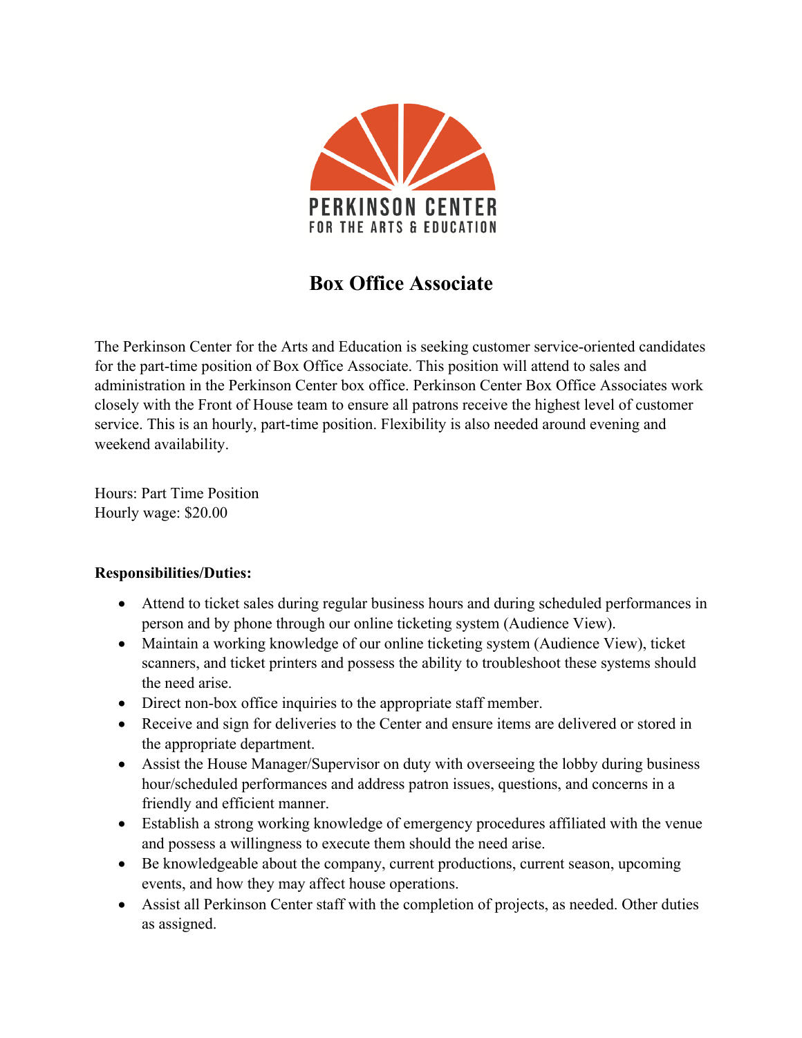PERKINSON CENTER
FOR THE ARTS & EDUCATION

# Box Office Associate

The Perkinson Center for the Arts and Education is seeking customer service-oriented candidates for the part-time position of Box Office Associate. This position will attend to sales and administration in the Perkinson Center box office. Perkinson Center Box Office Associates work closely with the Front of House team to ensure all patrons receive the highest level of customer service. This is an hourly, part-time position. Flexibility is also needed around evening and weekend availability.

Hours: Part Time Position
Hourly wage: $20.00

**Responsibilities/Duties:**

- Attend to ticket sales during regular business hours and during scheduled performances in person and by phone through our online ticketing system (Audience View).
- Maintain a working knowledge of our online ticketing system (Audience View), ticket scanners, and ticket printers and possess the ability to troubleshoot these systems should the need arise.
- Direct non-box office inquiries to the appropriate staff member.
- Receive and sign for deliveries to the Center and ensure items are delivered or stored in the appropriate department.
- Assist the House Manager/Supervisor on duty with overseeing the lobby during business hour/scheduled performances and address patron issues, questions, and concerns in a friendly and efficient manner.
- Establish a strong working knowledge of emergency procedures affiliated with the venue and possess a willingness to execute them should the need arise.
- Be knowledgeable about the company, current productions, current season, upcoming events, and how they may affect house operations.
- Assist all Perkinson Center staff with the completion of projects, as needed. Other duties as assigned.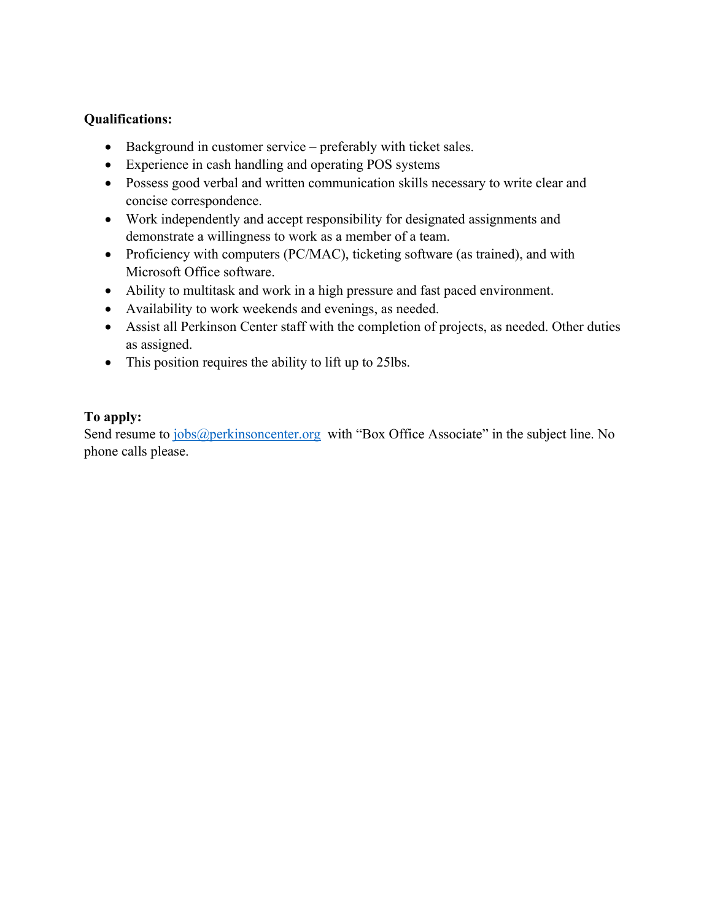**Qualifications:**

- Background in customer service – preferably with ticket sales.
- Experience in cash handling and operating POS systems
- Possess good verbal and written communication skills necessary to write clear and concise correspondence.
- Work independently and accept responsibility for designated assignments and demonstrate a willingness to work as a member of a team.
- Proficiency with computers (PC/MAC), ticketing software (as trained), and with Microsoft Office software.
- Ability to multitask and work in a high pressure and fast paced environment.
- Availability to work weekends and evenings, as needed.
- Assist all Perkinson Center staff with the completion of projects, as needed. Other duties as assigned.
- This position requires the ability to lift up to 25lbs.

**To apply:**

Send resume to jobs@perkinsoncenter.org with "Box Office Associate" in the subject line. No phone calls please.